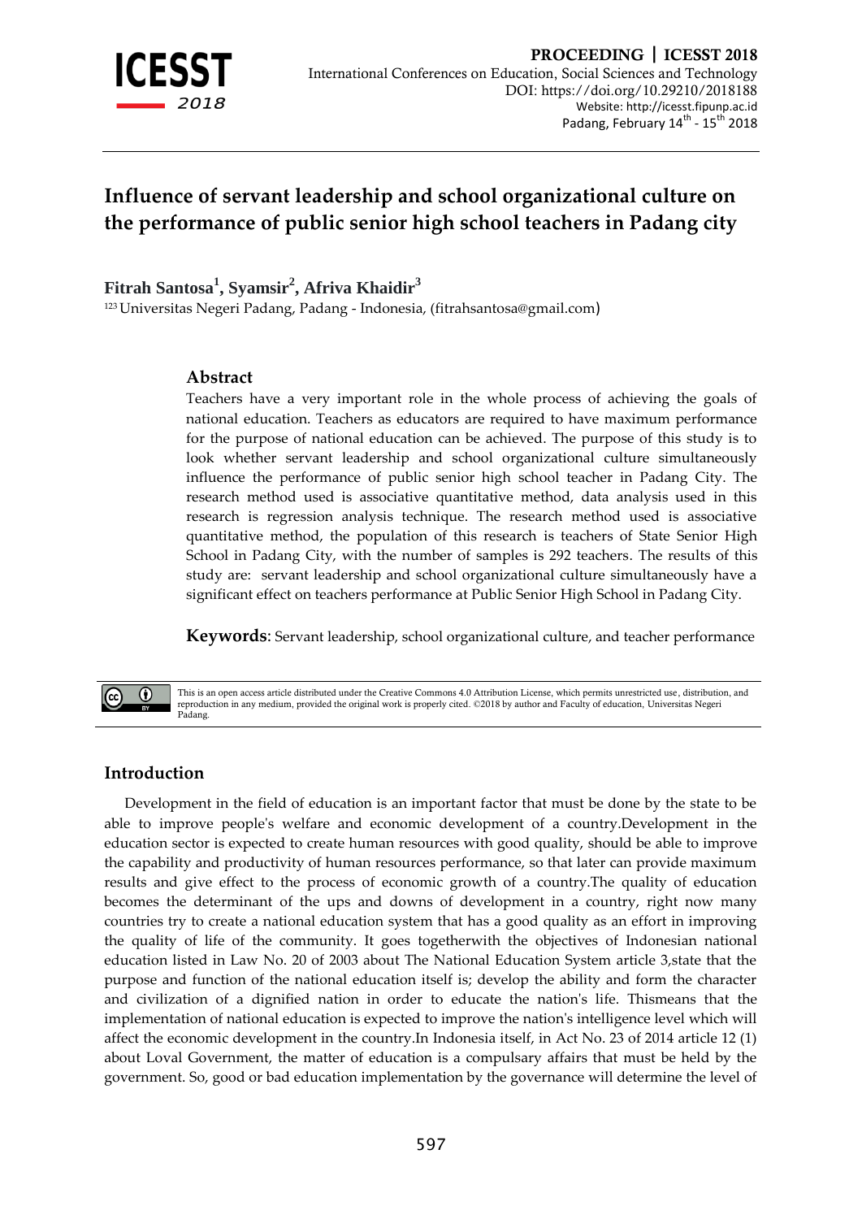# Influence of servant leadership and school organizational culture on the performance of public senior high school teachers in Padang city

**Fitrah Santosa[1], Syamsir[2], Afriva Khaidir[3]**

[123] Universitas Negeri Padang, Padang - Indonesia, (fitrahsantosa@gmail.com)

## Abstract

Teachers have a very important role in the whole process of achieving the goals of national education. Teachers as educators are required to have maximum performance for the purpose of national education can be achieved. The purpose of this study is to look whether servant leadership and school organizational culture simultaneously influence the performance of public senior high school teacher in Padang City. The research method used is associative quantitative method, data analysis used in this research is regression analysis technique. The research method used is associative quantitative method, the population of this research is teachers of State Senior High School in Padang City, with the number of samples is 292 teachers. The results of this study are: servant leadership and school organizational culture simultaneously have a significant effect on teachers performance at Public Senior High School in Padang City.

**Keywords**: Servant leadership, school organizational culture, and teacher performance

This is an open access article distributed under the Creative Commons 4.0 Attribution License, which permits unrestricted use, distribution, and reproduction in any medium, provided the original work is properly cited. ©2018 by author and Faculty of education, Universitas Negeri Padang.

## Introduction

Development in the field of education is an important factor that must be done by the state to be able to improve people's welfare and economic development of a country.Development in the education sector is expected to create human resources with good quality, should be able to improve the capability and productivity of human resources performance, so that later can provide maximum results and give effect to the process of economic growth of a country.The quality of education becomes the determinant of the ups and downs of development in a country, right now many countries try to create a national education system that has a good quality as an effort in improving the quality of life of the community. It goes togetherwith the objectives of Indonesian national education listed in Law No. 20 of 2003 about The National Education System article 3,state that the purpose and function of the national education itself is; develop the ability and form the character and civilization of a dignified nation in order to educate the nation's life. Thismeans that the implementation of national education is expected to improve the nation's intelligence level which will affect the economic development in the country.In Indonesia itself, in Act No. 23 of 2014 article 12 (1) about Loval Government, the matter of education is a compulsary affairs that must be held by the government. So, good or bad education implementation by the governance will determine the level of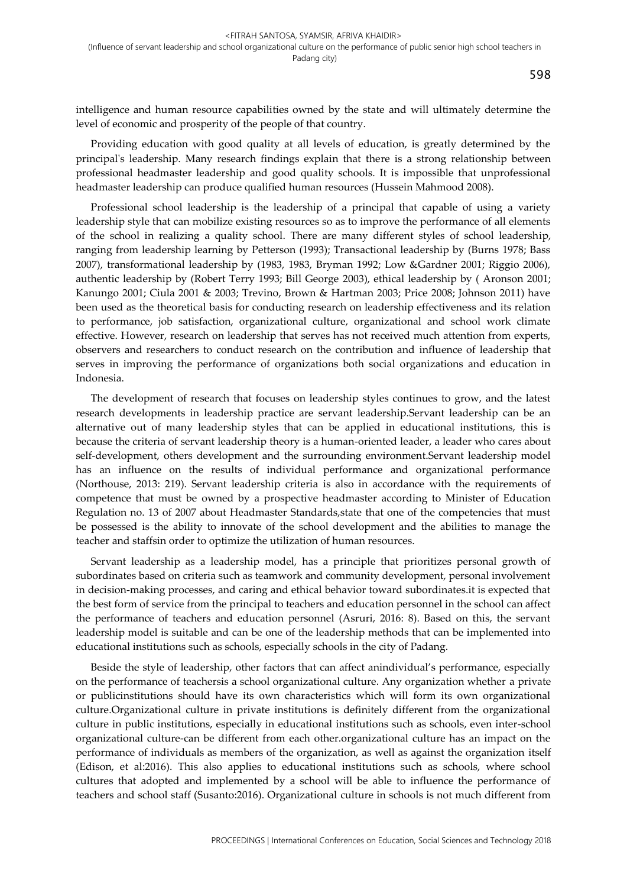intelligence and human resource capabilities owned by the state and will ultimately determine the level of economic and prosperity of the people of that country.

Providing education with good quality at all levels of education, is greatly determined by the principal's leadership. Many research findings explain that there is a strong relationship between professional headmaster leadership and good quality schools. It is impossible that unprofessional headmaster leadership can produce qualified human resources (Hussein Mahmood 2008).

Professional school leadership is the leadership of a principal that capable of using a variety leadership style that can mobilize existing resources so as to improve the performance of all elements of the school in realizing a quality school. There are many different styles of school leadership, ranging from leadership learning by Petterson (1993); Transactional leadership by (Burns 1978; Bass 2007), transformational leadership by (1983, 1983, Bryman 1992; Low &Gardner 2001; Riggio 2006), authentic leadership by (Robert Terry 1993; Bill George 2003), ethical leadership by ( Aronson 2001; Kanungo 2001; Ciula 2001 & 2003; Trevino, Brown & Hartman 2003; Price 2008; Johnson 2011) have been used as the theoretical basis for conducting research on leadership effectiveness and its relation to performance, job satisfaction, organizational culture, organizational and school work climate effective. However, research on leadership that serves has not received much attention from experts, observers and researchers to conduct research on the contribution and influence of leadership that serves in improving the performance of organizations both social organizations and education in Indonesia.

The development of research that focuses on leadership styles continues to grow, and the latest research developments in leadership practice are servant leadership.Servant leadership can be an alternative out of many leadership styles that can be applied in educational institutions, this is because the criteria of servant leadership theory is a human-oriented leader, a leader who cares about self-development, others development and the surrounding environment.Servant leadership model has an influence on the results of individual performance and organizational performance (Northouse, 2013: 219). Servant leadership criteria is also in accordance with the requirements of competence that must be owned by a prospective headmaster according to Minister of Education Regulation no. 13 of 2007 about Headmaster Standards,state that one of the competencies that must be possessed is the ability to innovate of the school development and the abilities to manage the teacher and staffsin order to optimize the utilization of human resources.

Servant leadership as a leadership model, has a principle that prioritizes personal growth of subordinates based on criteria such as teamwork and community development, personal involvement in decision-making processes, and caring and ethical behavior toward subordinates.it is expected that the best form of service from the principal to teachers and education personnel in the school can affect the performance of teachers and education personnel (Asruri, 2016: 8). Based on this, the servant leadership model is suitable and can be one of the leadership methods that can be implemented into educational institutions such as schools, especially schools in the city of Padang.

Beside the style of leadership, other factors that can affect anindividual's performance, especially on the performance of teachersis a school organizational culture. Any organization whether a private or publicinstitutions should have its own characteristics which will form its own organizational culture.Organizational culture in private institutions is definitely different from the organizational culture in public institutions, especially in educational institutions such as schools, even inter-school organizational culture-can be different from each other.organizational culture has an impact on the performance of individuals as members of the organization, as well as against the organization itself (Edison, et al:2016). This also applies to educational institutions such as schools, where school cultures that adopted and implemented by a school will be able to influence the performance of teachers and school staff (Susanto:2016). Organizational culture in schools is not much different from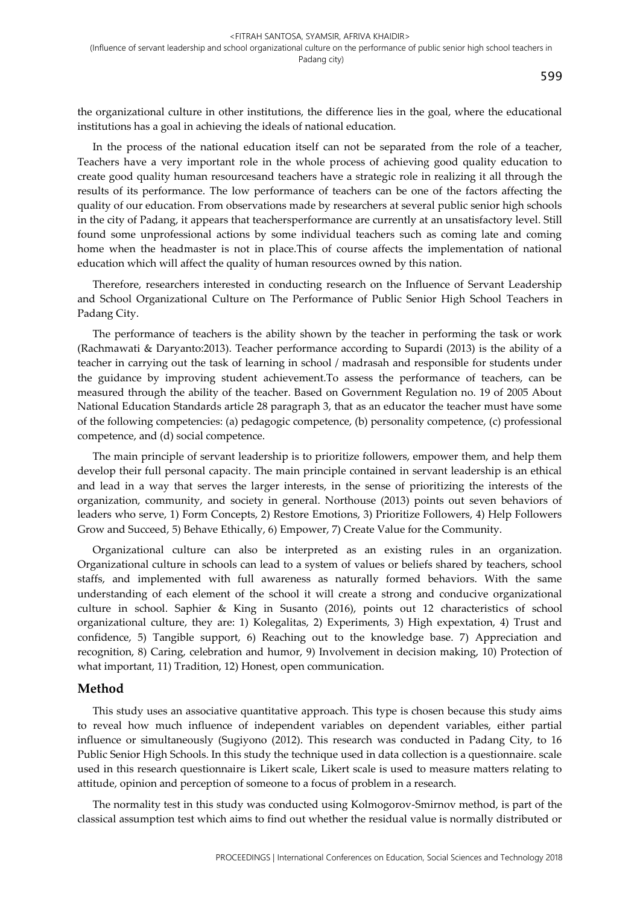the organizational culture in other institutions, the difference lies in the goal, where the educational institutions has a goal in achieving the ideals of national education.

In the process of the national education itself can not be separated from the role of a teacher, Teachers have a very important role in the whole process of achieving good quality education to create good quality human resourcesand teachers have a strategic role in realizing it all through the results of its performance. The low performance of teachers can be one of the factors affecting the quality of our education. From observations made by researchers at several public senior high schools in the city of Padang, it appears that teachersperformance are currently at an unsatisfactory level. Still found some unprofessional actions by some individual teachers such as coming late and coming home when the headmaster is not in place.This of course affects the implementation of national education which will affect the quality of human resources owned by this nation.

Therefore, researchers interested in conducting research on the Influence of Servant Leadership and School Organizational Culture on The Performance of Public Senior High School Teachers in Padang City.

The performance of teachers is the ability shown by the teacher in performing the task or work (Rachmawati & Daryanto:2013). Teacher performance according to Supardi (2013) is the ability of a teacher in carrying out the task of learning in school / madrasah and responsible for students under the guidance by improving student achievement.To assess the performance of teachers, can be measured through the ability of the teacher. Based on Government Regulation no. 19 of 2005 About National Education Standards article 28 paragraph 3, that as an educator the teacher must have some of the following competencies: (a) pedagogic competence, (b) personality competence, (c) professional competence, and (d) social competence.

The main principle of servant leadership is to prioritize followers, empower them, and help them develop their full personal capacity. The main principle contained in servant leadership is an ethical and lead in a way that serves the larger interests, in the sense of prioritizing the interests of the organization, community, and society in general. Northouse (2013) points out seven behaviors of leaders who serve, 1) Form Concepts, 2) Restore Emotions, 3) Prioritize Followers, 4) Help Followers Grow and Succeed, 5) Behave Ethically, 6) Empower, 7) Create Value for the Community.

Organizational culture can also be interpreted as an existing rules in an organization. Organizational culture in schools can lead to a system of values or beliefs shared by teachers, school staffs, and implemented with full awareness as naturally formed behaviors. With the same understanding of each element of the school it will create a strong and conducive organizational culture in school. Saphier & King in Susanto (2016), points out 12 characteristics of school organizational culture, they are: 1) Kolegalitas, 2) Experiments, 3) High expextation, 4) Trust and confidence, 5) Tangible support, 6) Reaching out to the knowledge base. 7) Appreciation and recognition, 8) Caring, celebration and humor, 9) Involvement in decision making, 10) Protection of what important, 11) Tradition, 12) Honest, open communication.

## Method

This study uses an associative quantitative approach. This type is chosen because this study aims to reveal how much influence of independent variables on dependent variables, either partial influence or simultaneously (Sugiyono (2012). This research was conducted in Padang City, to 16 Public Senior High Schools. In this study the technique used in data collection is a questionnaire. scale used in this research questionnaire is Likert scale, Likert scale is used to measure matters relating to attitude, opinion and perception of someone to a focus of problem in a research.

The normality test in this study was conducted using Kolmogorov-Smirnov method, is part of the classical assumption test which aims to find out whether the residual value is normally distributed or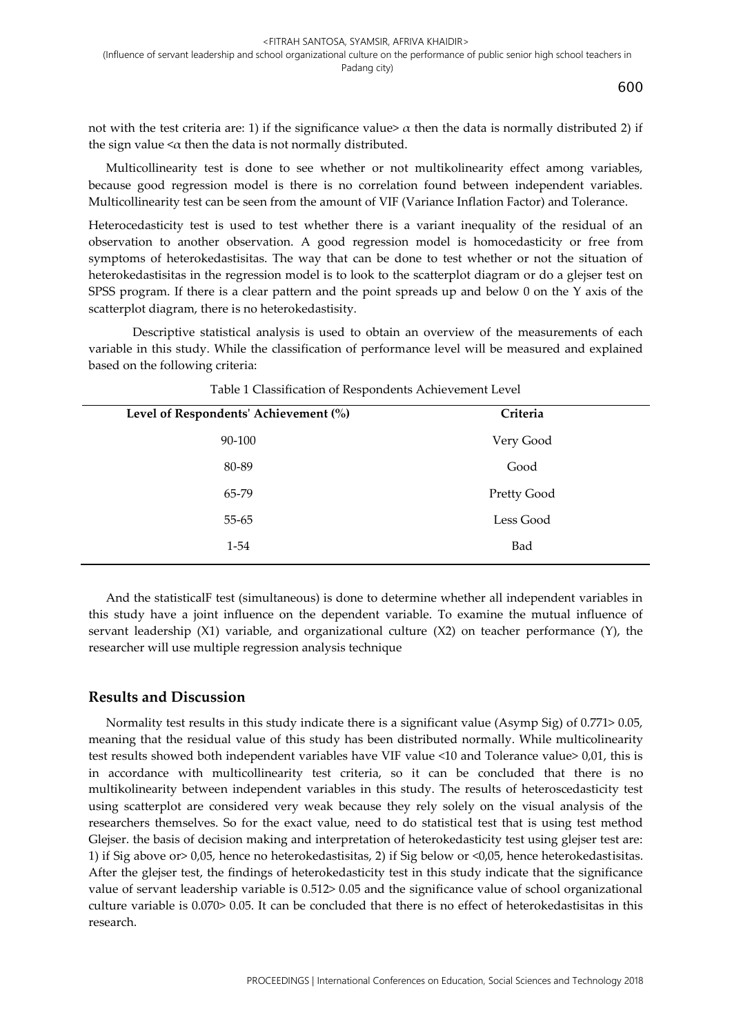not with the test criteria are: 1) if the significance value> $\alpha$ then the data is normally distributed 2) if the sign value <$\alpha$ then the data is not normally distributed.

Multicollinearity test is done to see whether or not multikolinearity effect among variables, because good regression model is there is no correlation found between independent variables. Multicollinearity test can be seen from the amount of VIF (Variance Inflation Factor) and Tolerance.

Heterocedasticity test is used to test whether there is a variant inequality of the residual of an observation to another observation. A good regression model is homocedasticity or free from symptoms of heterokedastisitas. The way that can be done to test whether or not the situation of heterokedastisitas in the regression model is to look to the scatterplot diagram or do a glejser test on SPSS program. If there is a clear pattern and the point spreads up and below 0 on the Y axis of the scatterplot diagram, there is no heterokedastisity.

Descriptive statistical analysis is used to obtain an overview of the measurements of each variable in this study. While the classification of performance level will be measured and explained based on the following criteria:

Table 1 Classification of Respondents Achievement Level

| Level of Respondents' Achievement (%) | Criteria |
|---|---|
| 90-100 | Very Good |
| 80-89 | Good |
| 65-79 | Pretty Good |
| 55-65 | Less Good |
| 1-54 | Bad |

And the statisticalF test (simultaneous) is done to determine whether all independent variables in this study have a joint influence on the dependent variable. To examine the mutual influence of servant leadership (X1) variable, and organizational culture (X2) on teacher performance (Y), the researcher will use multiple regression analysis technique

## Results and Discussion

Normality test results in this study indicate there is a significant value (Asymp Sig) of 0.771> 0.05, meaning that the residual value of this study has been distributed normally. While multicolinearity test results showed both independent variables have VIF value <10 and Tolerance value> 0,01, this is in accordance with multicollinearity test criteria, so it can be concluded that there is no multikolinearity between independent variables in this study. The results of heteroscedasticity test using scatterplot are considered very weak because they rely solely on the visual analysis of the researchers themselves. So for the exact value, need to do statistical test that is using test method Glejser. the basis of decision making and interpretation of heterokedasticity test using glejser test are: 1) if Sig above or> 0,05, hence no heterokedastisitas, 2) if Sig below or <0,05, hence heterokedastisitas. After the glejser test, the findings of heterokedasticity test in this study indicate that the significance value of servant leadership variable is 0.512> 0.05 and the significance value of school organizational culture variable is 0.070> 0.05. It can be concluded that there is no effect of heterokedastisitas in this research.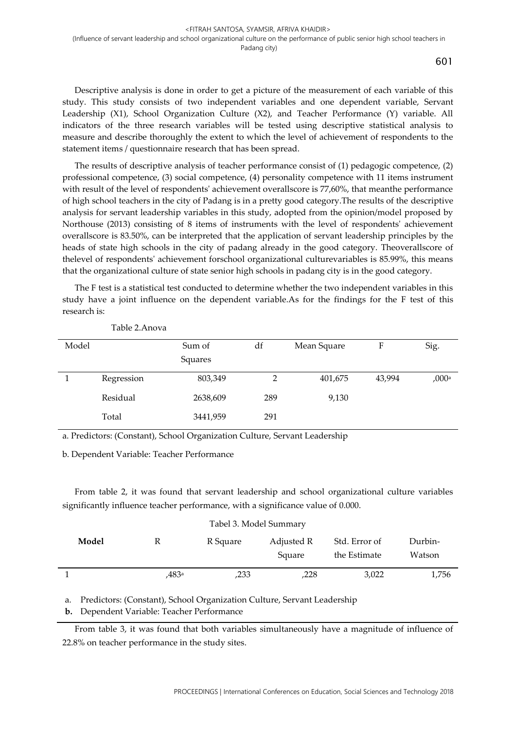Descriptive analysis is done in order to get a picture of the measurement of each variable of this study. This study consists of two independent variables and one dependent variable, Servant Leadership (X1), School Organization Culture (X2), and Teacher Performance (Y) variable. All indicators of the three research variables will be tested using descriptive statistical analysis to measure and describe thoroughly the extent to which the level of achievement of respondents to the statement items / questionnaire research that has been spread.

The results of descriptive analysis of teacher performance consist of (1) pedagogic competence, (2) professional competence, (3) social competence, (4) personality competence with 11 items instrument with result of the level of respondents' achievement overallscore is 77,60%, that meanthe performance of high school teachers in the city of Padang is in a pretty good category.The results of the descriptive analysis for servant leadership variables in this study, adopted from the opinion/model proposed by Northouse (2013) consisting of 8 items of instruments with the level of respondents' achievement overallscore is 83.50%, can be interpreted that the application of servant leadership principles by the heads of state high schools in the city of padang already in the good category. Theoverallscore of thelevel of respondents' achievement forschool organizational culturevariables is 85.99%, this means that the organizational culture of state senior high schools in padang city is in the good category.

The F test is a statistical test conducted to determine whether the two independent variables in this study have a joint influence on the dependent variable.As for the findings for the F test of this research is:

Table 2.Anova

| Model | | Sum of Squares | df | Mean Square | F | Sig. |
|---|---|---|---|---|---|---|
| 1 | Regression | 803,349 | 2 | 401,675 | 43,994 | ,000[a] |
| | Residual | 2638,609 | 289 | 9,130 | | |
| | Total | 3441,959 | 291 | | | |

a. Predictors: (Constant), School Organization Culture, Servant Leadership

b. Dependent Variable: Teacher Performance

From table 2, it was found that servant leadership and school organizational culture variables significantly influence teacher performance, with a significance value of 0.000.

Tabel 3. Model Summary

| Model | R | R Square | Adjusted R Square | Std. Error of the Estimate | Durbin-Watson |
|---|---|---|---|---|---|
| 1 | ,483[a] | ,233 | ,228 | 3,022 | 1,756 |

a. Predictors: (Constant), School Organization Culture, Servant Leadership

**b.** Dependent Variable: Teacher Performance

From table 3, it was found that both variables simultaneously have a magnitude of influence of 22.8% on teacher performance in the study sites.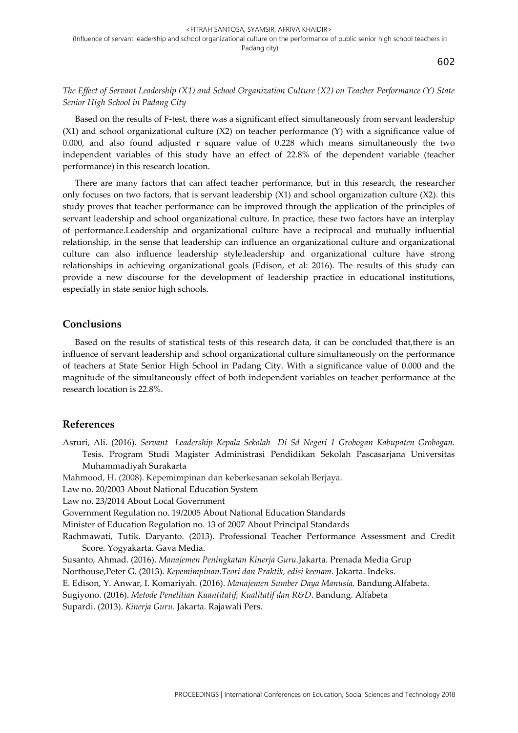*The Effect of Servant Leadership (X1) and School Organization Culture (X2) on Teacher Performance (Y) State Senior High School in Padang City*

Based on the results of F-test, there was a significant effect simultaneously from servant leadership (X1) and school organizational culture (X2) on teacher performance (Y) with a significance value of 0.000, and also found adjusted r square value of 0.228 which means simultaneously the two independent variables of this study have an effect of 22.8% of the dependent variable (teacher performance) in this research location.

There are many factors that can affect teacher performance, but in this research, the researcher only focuses on two factors, that is servant leadership (X1) and school organization culture (X2). this study proves that teacher performance can be improved through the application of the principles of servant leadership and school organizational culture. In practice, these two factors have an interplay of performance.Leadership and organizational culture have a reciprocal and mutually influential relationship, in the sense that leadership can influence an organizational culture and organizational culture can also influence leadership style.leadership and organizational culture have strong relationships in achieving organizational goals (Edison, et al: 2016). The results of this study can provide a new discourse for the development of leadership practice in educational institutions, especially in state senior high schools.

## Conclusions

Based on the results of statistical tests of this research data, it can be concluded that,there is an influence of servant leadership and school organizational culture simultaneously on the performance of teachers at State Senior High School in Padang City. With a significance value of 0.000 and the magnitude of the simultaneously effect of both independent variables on teacher performance at the research location is 22.8%.

## References

Asruri, Ali. (2016). *Servant Leadership Kepala Sekolah Di Sd Negeri 1 Grobogan Kabupaten Grobogan.* Tesis. Program Studi Magister Administrasi Pendidikan Sekolah Pascasarjana Universitas Muhammadiyah Surakarta

Mahmood, H. (2008). Kepemimpinan dan keberkesanan sekolah Berjaya.

Law no. 20/2003 About National Education System

Law no. 23/2014 About Local Government

Government Regulation no. 19/2005 About National Education Standards

Minister of Education Regulation no. 13 of 2007 About Principal Standards

Rachmawati, Tutik. Daryanto. (2013). Professional Teacher Performance Assessment and Credit Score. Yogyakarta. Gava Media.

Susanto, Ahmad. (2016). *Manajemen Peningkatan Kinerja Guru.*Jakarta. Prenada Media Grup

Northouse,Peter G. (2013). *Kepemimpinan.Teori dan Praktik, edisi keenam.* Jakarta. Indeks.

E. Edison, Y. Anwar, I. Komariyah. (2016). *Manajemen Sumber Daya Manusia.* Bandung.Alfabeta.

Sugiyono. (2016). *Metode Penelitian Kuantitatif, Kualitatif dan R&D*. Bandung. Alfabeta

Supardi. (2013). *Kinerja Guru*. Jakarta. Rajawali Pers.